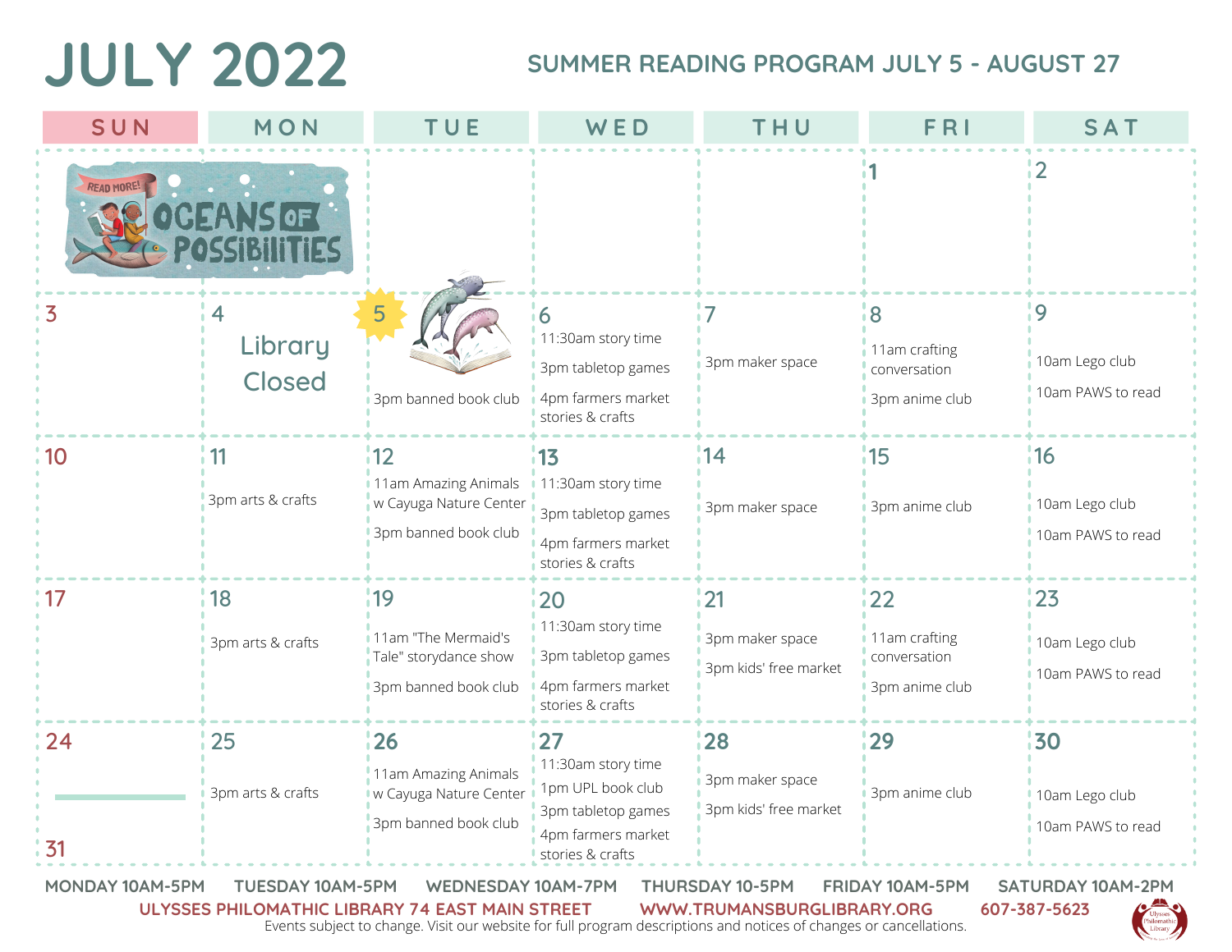# JULY 2022

## SUMMER READING PROGRAM JULY 5 - AUGUST 27

READ MORE! OCEANS OF POSSIBILITIES

| SUN | MON | TUE | WED | THU | FRI | SAT |
|---|---|---|---|---|---|---|
| | | | | | 1 | 2 |
| 3 | 4 Library Closed | 5 3pm banned book club | 6 11:30am story time 3pm tabletop games 4pm farmers market stories & crafts | 7 3pm maker space | 8 11am crafting conversation 3pm anime club | 9 10am Lego club 10am PAWS to read |
| 10 | 11 3pm arts & crafts | 12 11am Amazing Animals w Cayuga Nature Center 3pm banned book club | 13 11:30am story time 3pm tabletop games 4pm farmers market stories & crafts | 14 3pm maker space | 15 3pm anime club | 16 10am Lego club 10am PAWS to read |
| 17 | 18 3pm arts & crafts | 19 11am "The Mermaid's Tale" storydance show 3pm banned book club | 20 11:30am story time 3pm tabletop games 4pm farmers market stories & crafts | 21 3pm maker space 3pm kids' free market | 22 11am crafting conversation 3pm anime club | 23 10am Lego club 10am PAWS to read |
| 24 / 31 | 25 3pm arts & crafts | 26 11am Amazing Animals w Cayuga Nature Center 3pm banned book club | 27 11:30am story time 1pm UPL book club 3pm tabletop games 4pm farmers market stories & crafts | 28 3pm maker space 3pm kids' free market | 29 3pm anime club | 30 10am Lego club 10am PAWS to read |

MONDAY 10AM-5PM TUESDAY 10AM-5PM WEDNESDAY 10AM-7PM THURSDAY 10-5PM FRIDAY 10AM-5PM SATURDAY 10AM-2PM

ULYSSES PHILOMATHIC LIBRARY 74 EAST MAIN STREET WWW.TRUMANSBURGLIBRARY.ORG 607-387-5623

Events subject to change. Visit our website for full program descriptions and notices of changes or cancellations.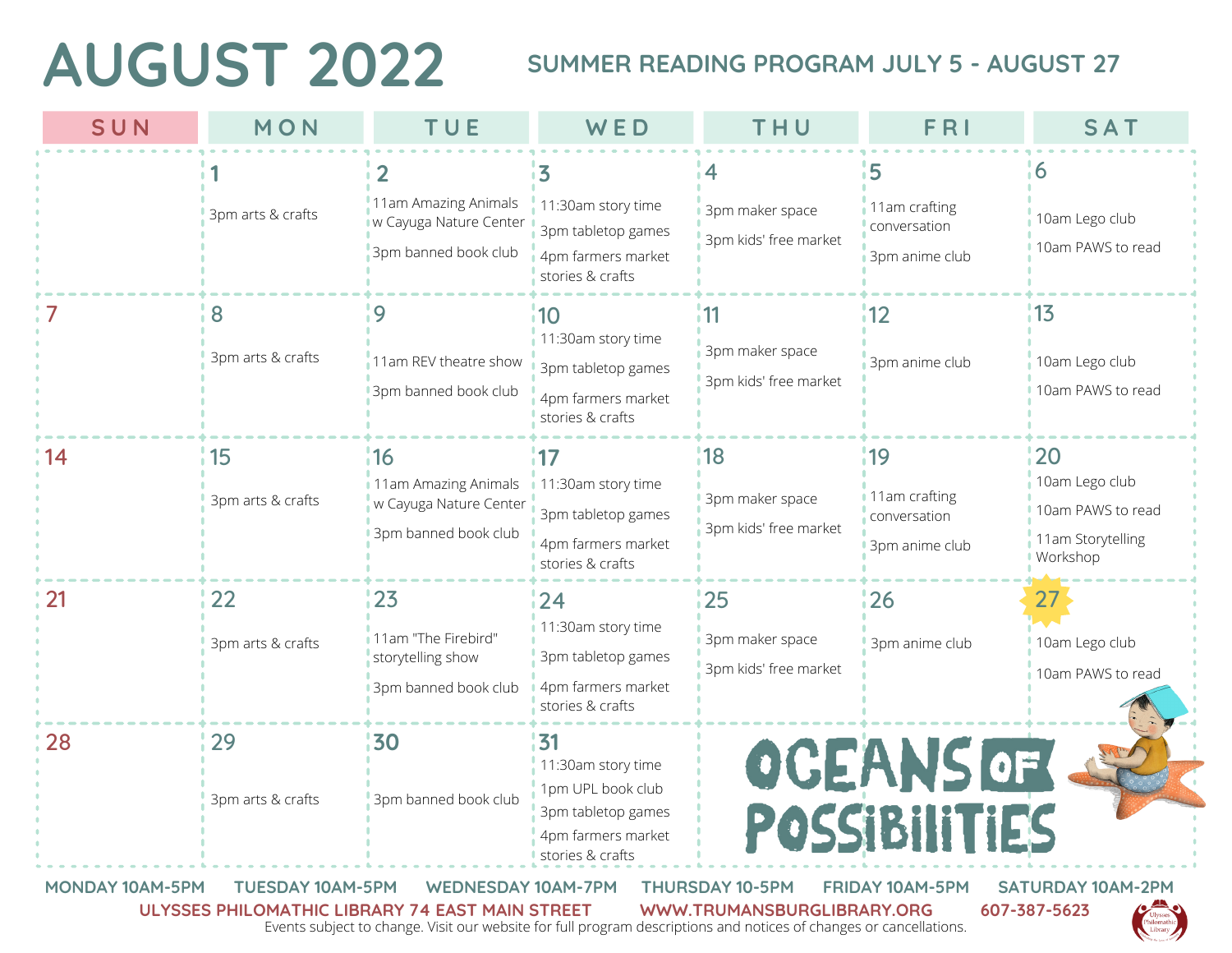# AUGUST 2022

## SUMMER READING PROGRAM JULY 5 - AUGUST 27

| SUN | MON | TUE | WED | THU | FRI | SAT |
|---|---|---|---|---|---|---|
| | 1<br>3pm arts & crafts | 2<br>11am Amazing Animals w Cayuga Nature Center<br>3pm banned book club | 3<br>11:30am story time<br>3pm tabletop games<br>4pm farmers market stories & crafts | 4<br>3pm maker space<br>3pm kids' free market | 5<br>11am crafting conversation<br>3pm anime club | 6<br>10am Lego club<br>10am PAWS to read |
| 7 | 8<br>3pm arts & crafts | 9<br>11am REV theatre show<br>3pm banned book club | 10<br>11:30am story time<br>3pm tabletop games<br>4pm farmers market stories & crafts | 11<br>3pm maker space<br>3pm kids' free market | 12<br>3pm anime club | 13<br>10am Lego club<br>10am PAWS to read |
| 14 | 15<br>3pm arts & crafts | 16<br>11am Amazing Animals w Cayuga Nature Center<br>3pm banned book club | 17<br>11:30am story time<br>3pm tabletop games<br>4pm farmers market stories & crafts | 18<br>3pm maker space<br>3pm kids' free market | 19<br>11am crafting conversation<br>3pm anime club | 20<br>10am Lego club<br>10am PAWS to read<br>11am Storytelling Workshop |
| 21 | 22<br>3pm arts & crafts | 23<br>11am "The Firebird" storytelling show<br>3pm banned book club | 24<br>11:30am story time<br>3pm tabletop games<br>4pm farmers market stories & crafts | 25<br>3pm maker space<br>3pm kids' free market | 26<br>3pm anime club | 27<br>10am Lego club<br>10am PAWS to read |
| 28 | 29<br>3pm arts & crafts | 30<br>3pm banned book club | 31<br>11:30am story time<br>1pm UPL book club<br>3pm tabletop games<br>4pm farmers market stories & crafts | | | |

OCEANS OF POSSIBILITIES

MONDAY 10AM-5PM TUESDAY 10AM-5PM WEDNESDAY 10AM-7PM THURSDAY 10-5PM FRIDAY 10AM-5PM SATURDAY 10AM-2PM

ULYSSES PHILOMATHIC LIBRARY 74 EAST MAIN STREET WWW.TRUMANSBURGLIBRARY.ORG 607-387-5623

Events subject to change. Visit our website for full program descriptions and notices of changes or cancellations.